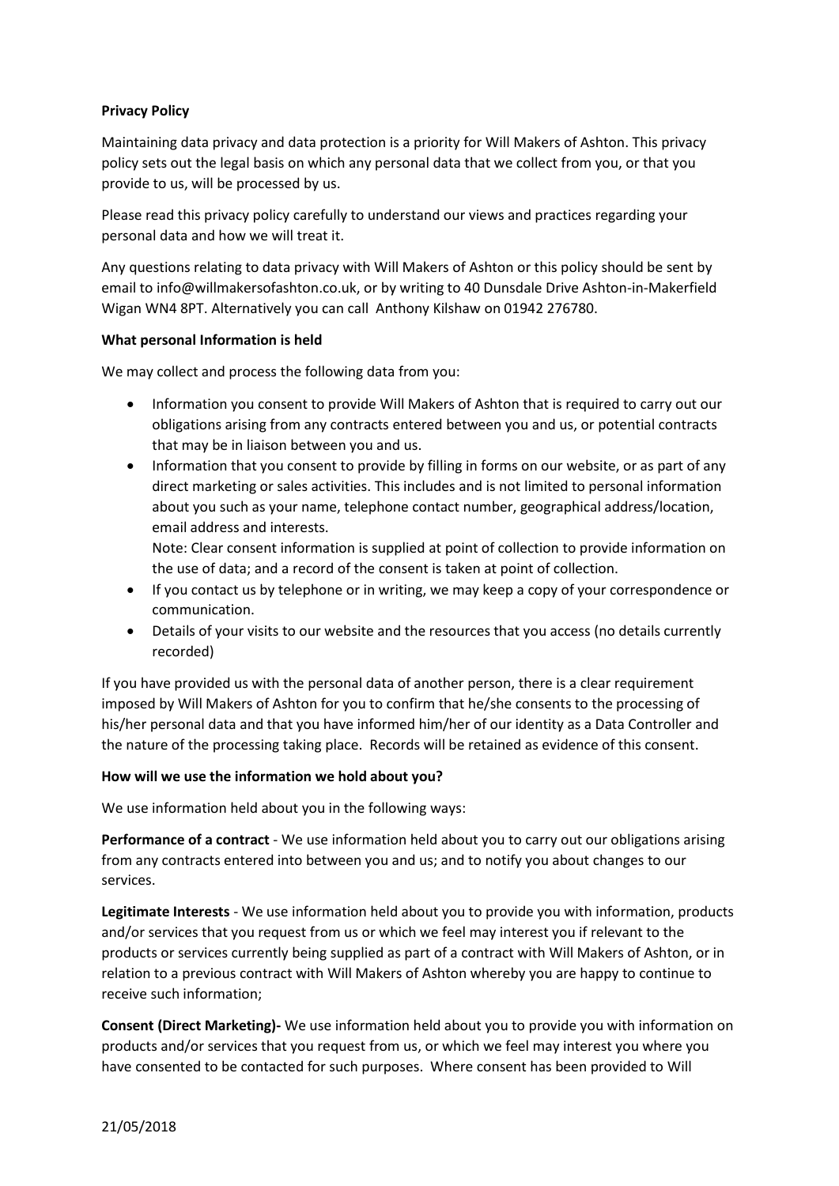**Privacy Policy**

Maintaining data privacy and data protection is a priority for Will Makers of Ashton. This privacy policy sets out the legal basis on which any personal data that we collect from you, or that you provide to us, will be processed by us.

Please read this privacy policy carefully to understand our views and practices regarding your personal data and how we will treat it.

Any questions relating to data privacy with Will Makers of Ashton or this policy should be sent by email to info@willmakersofashton.co.uk, or by writing to 40 Dunsdale Drive Ashton-in-Makerfield Wigan WN4 8PT. Alternatively you can call Anthony Kilshaw on 01942 276780.

**What personal Information is held**

We may collect and process the following data from you:

- Information you consent to provide Will Makers of Ashton that is required to carry out our obligations arising from any contracts entered between you and us, or potential contracts that may be in liaison between you and us.
- Information that you consent to provide by filling in forms on our website, or as part of any direct marketing or sales activities. This includes and is not limited to personal information about you such as your name, telephone contact number, geographical address/location, email address and interests.
  Note: Clear consent information is supplied at point of collection to provide information on the use of data; and a record of the consent is taken at point of collection.
- If you contact us by telephone or in writing, we may keep a copy of your correspondence or communication.
- Details of your visits to our website and the resources that you access (no details currently recorded)

If you have provided us with the personal data of another person, there is a clear requirement imposed by Will Makers of Ashton for you to confirm that he/she consents to the processing of his/her personal data and that you have informed him/her of our identity as a Data Controller and the nature of the processing taking place. Records will be retained as evidence of this consent.

**How will we use the information we hold about you?**

We use information held about you in the following ways:

**Performance of a contract** - We use information held about you to carry out our obligations arising from any contracts entered into between you and us; and to notify you about changes to our services.

**Legitimate Interests** - We use information held about you to provide you with information, products and/or services that you request from us or which we feel may interest you if relevant to the products or services currently being supplied as part of a contract with Will Makers of Ashton, or in relation to a previous contract with Will Makers of Ashton whereby you are happy to continue to receive such information;

**Consent (Direct Marketing)-** We use information held about you to provide you with information on products and/or services that you request from us, or which we feel may interest you where you have consented to be contacted for such purposes. Where consent has been provided to Will

21/05/2018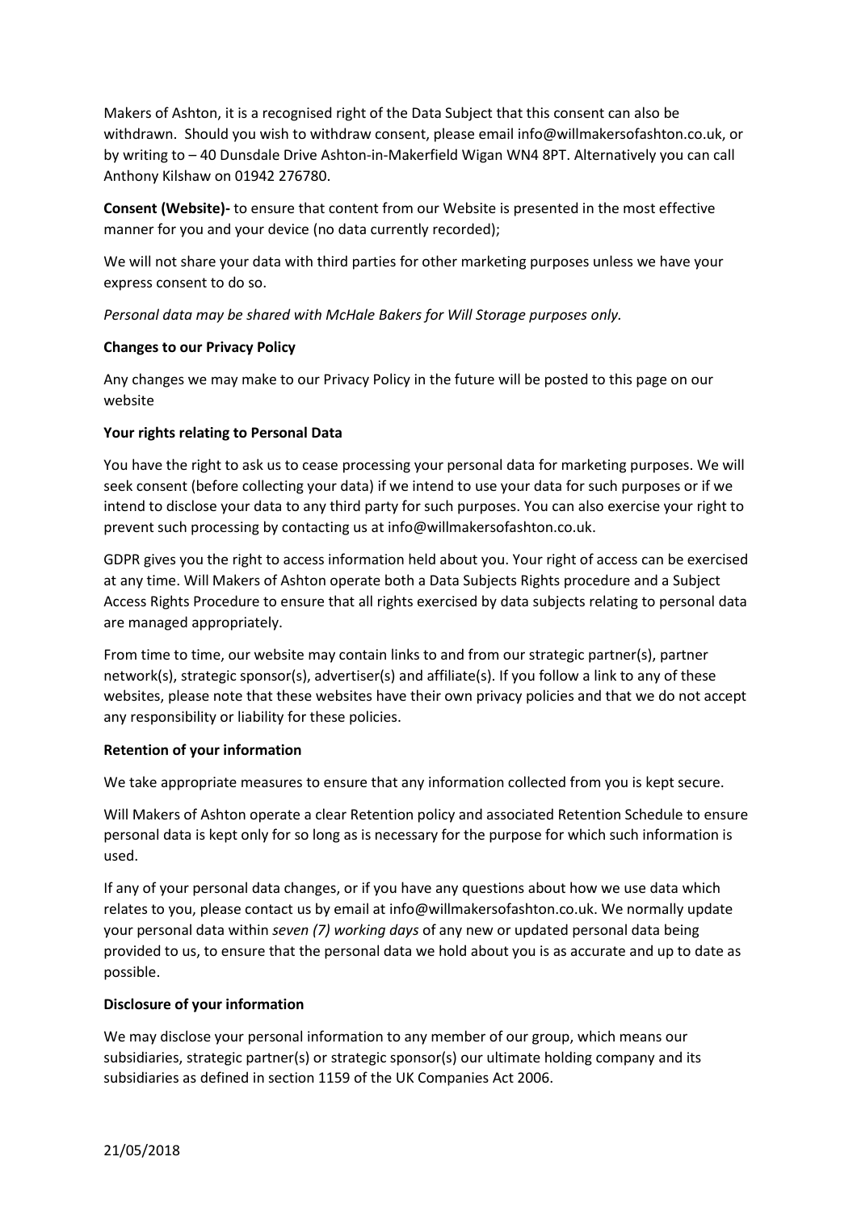Makers of Ashton, it is a recognised right of the Data Subject that this consent can also be withdrawn. Should you wish to withdraw consent, please email info@willmakersofashton.co.uk, or by writing to – 40 Dunsdale Drive Ashton-in-Makerfield Wigan WN4 8PT. Alternatively you can call Anthony Kilshaw on 01942 276780.

**Consent (Website)-** to ensure that content from our Website is presented in the most effective manner for you and your device (no data currently recorded);

We will not share your data with third parties for other marketing purposes unless we have your express consent to do so.

*Personal data may be shared with McHale Bakers for Will Storage purposes only.*

**Changes to our Privacy Policy**

Any changes we may make to our Privacy Policy in the future will be posted to this page on our website

**Your rights relating to Personal Data**

You have the right to ask us to cease processing your personal data for marketing purposes. We will seek consent (before collecting your data) if we intend to use your data for such purposes or if we intend to disclose your data to any third party for such purposes. You can also exercise your right to prevent such processing by contacting us at info@willmakersofashton.co.uk.

GDPR gives you the right to access information held about you. Your right of access can be exercised at any time. Will Makers of Ashton operate both a Data Subjects Rights procedure and a Subject Access Rights Procedure to ensure that all rights exercised by data subjects relating to personal data are managed appropriately.

From time to time, our website may contain links to and from our strategic partner(s), partner network(s), strategic sponsor(s), advertiser(s) and affiliate(s). If you follow a link to any of these websites, please note that these websites have their own privacy policies and that we do not accept any responsibility or liability for these policies.

**Retention of your information**

We take appropriate measures to ensure that any information collected from you is kept secure.

Will Makers of Ashton operate a clear Retention policy and associated Retention Schedule to ensure personal data is kept only for so long as is necessary for the purpose for which such information is used.

If any of your personal data changes, or if you have any questions about how we use data which relates to you, please contact us by email at info@willmakersofashton.co.uk. We normally update your personal data within *seven (7) working days* of any new or updated personal data being provided to us, to ensure that the personal data we hold about you is as accurate and up to date as possible.

**Disclosure of your information**

We may disclose your personal information to any member of our group, which means our subsidiaries, strategic partner(s) or strategic sponsor(s) our ultimate holding company and its subsidiaries as defined in section 1159 of the UK Companies Act 2006.

21/05/2018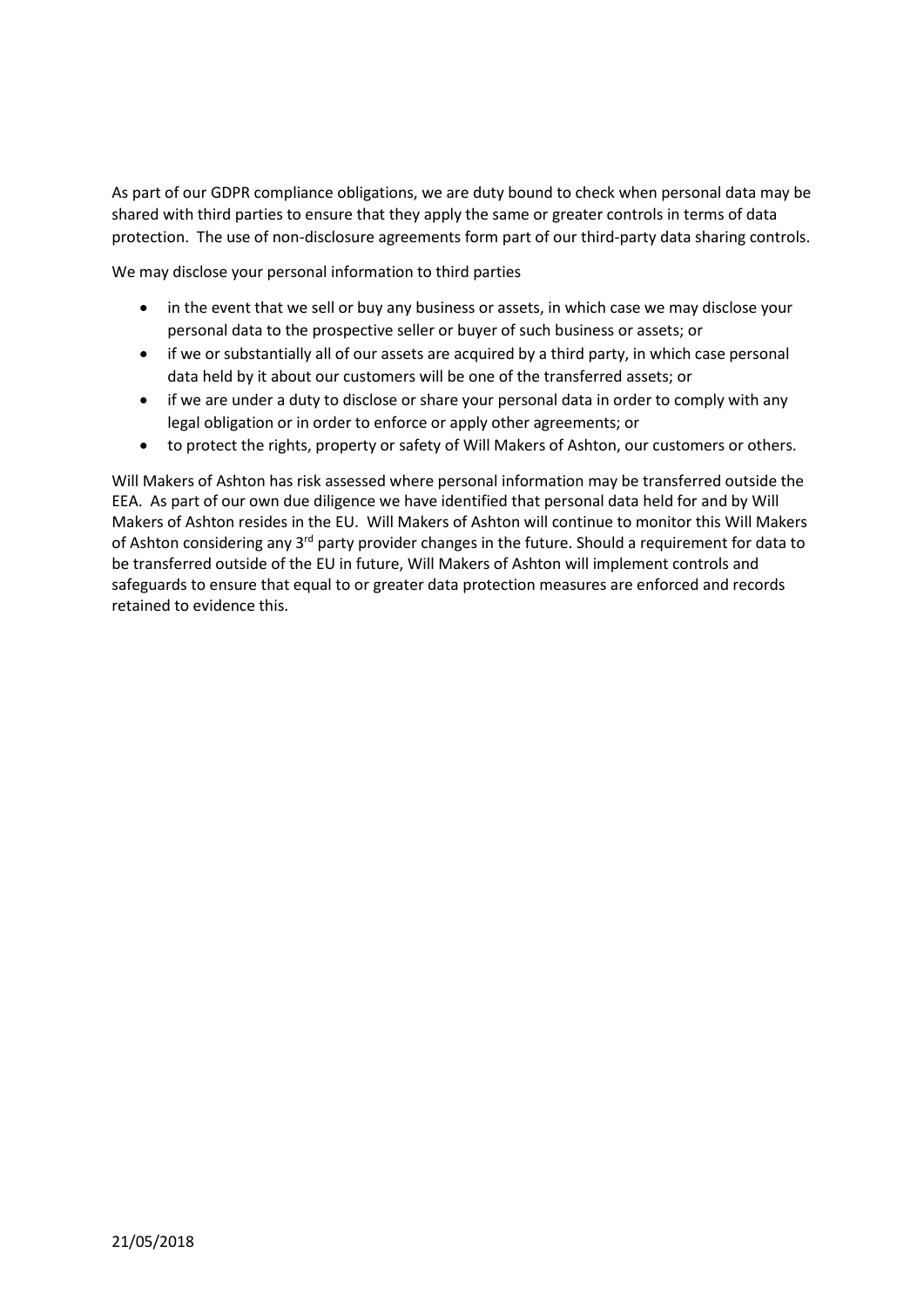As part of our GDPR compliance obligations, we are duty bound to check when personal data may be shared with third parties to ensure that they apply the same or greater controls in terms of data protection. The use of non-disclosure agreements form part of our third-party data sharing controls.

We may disclose your personal information to third parties

- in the event that we sell or buy any business or assets, in which case we may disclose your personal data to the prospective seller or buyer of such business or assets; or
- if we or substantially all of our assets are acquired by a third party, in which case personal data held by it about our customers will be one of the transferred assets; or
- if we are under a duty to disclose or share your personal data in order to comply with any legal obligation or in order to enforce or apply other agreements; or
- to protect the rights, property or safety of Will Makers of Ashton, our customers or others.

Will Makers of Ashton has risk assessed where personal information may be transferred outside the EEA. As part of our own due diligence we have identified that personal data held for and by Will Makers of Ashton resides in the EU. Will Makers of Ashton will continue to monitor this Will Makers of Ashton considering any 3rd party provider changes in the future. Should a requirement for data to be transferred outside of the EU in future, Will Makers of Ashton will implement controls and safeguards to ensure that equal to or greater data protection measures are enforced and records retained to evidence this.

21/05/2018